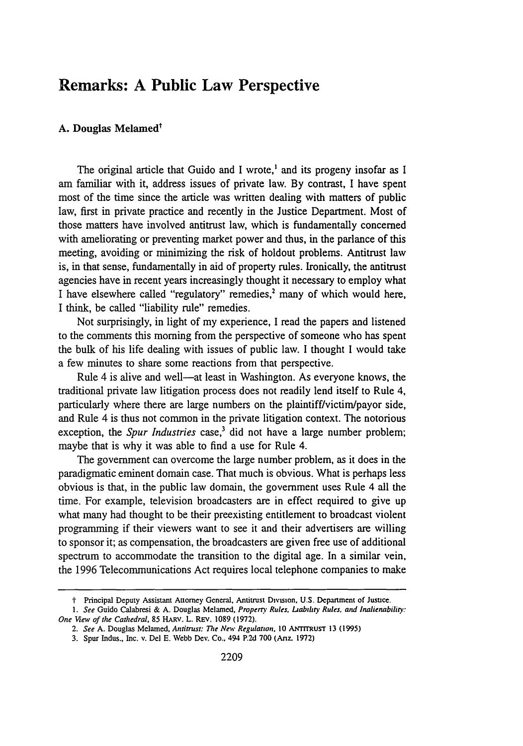# Remarks: A Public Law Perspective

## A. Douglas Melamed†

The original article that Guido and I wrote,[1] and its progeny insofar as I am familiar with it, address issues of private law. By contrast, I have spent most of the time since the article was written dealing with matters of public law, first in private practice and recently in the Justice Department. Most of those matters have involved antitrust law, which is fundamentally concerned with ameliorating or preventing market power and thus, in the parlance of this meeting, avoiding or minimizing the risk of holdout problems. Antitrust law is, in that sense, fundamentally in aid of property rules. Ironically, the antitrust agencies have in recent years increasingly thought it necessary to employ what I have elsewhere called "regulatory" remedies,[2] many of which would here, I think, be called "liability rule" remedies.

Not surprisingly, in light of my experience, I read the papers and listened to the comments this morning from the perspective of someone who has spent the bulk of his life dealing with issues of public law. I thought I would take a few minutes to share some reactions from that perspective.

Rule 4 is alive and well—at least in Washington. As everyone knows, the traditional private law litigation process does not readily lend itself to Rule 4, particularly where there are large numbers on the plaintiff/victim/payor side, and Rule 4 is thus not common in the private litigation context. The notorious exception, the *Spur Industries* case,[3] did not have a large number problem; maybe that is why it was able to find a use for Rule 4.

The government can overcome the large number problem, as it does in the paradigmatic eminent domain case. That much is obvious. What is perhaps less obvious is that, in the public law domain, the government uses Rule 4 all the time. For example, television broadcasters are in effect required to give up what many had thought to be their preexisting entitlement to broadcast violent programming if their viewers want to see it and their advertisers are willing to sponsor it; as compensation, the broadcasters are given free use of additional spectrum to accommodate the transition to the digital age. In a similar vein, the 1996 Telecommunications Act requires local telephone companies to make

---

† Principal Deputy Assistant Attorney General, Antitrust Division, U.S. Department of Justice.

1. *See* Guido Calabresi & A. Douglas Melamed, *Property Rules, Liability Rules, and Inalienability: One View of the Cathedral*, 85 HARV. L. REV. 1089 (1972).

2. *See* A. Douglas Melamed, *Antitrust: The New Regulation*, 10 ANTITRUST 13 (1995)

3. Spur Indus., Inc. v. Del E. Webb Dev. Co., 494 P.2d 700 (Ariz. 1972)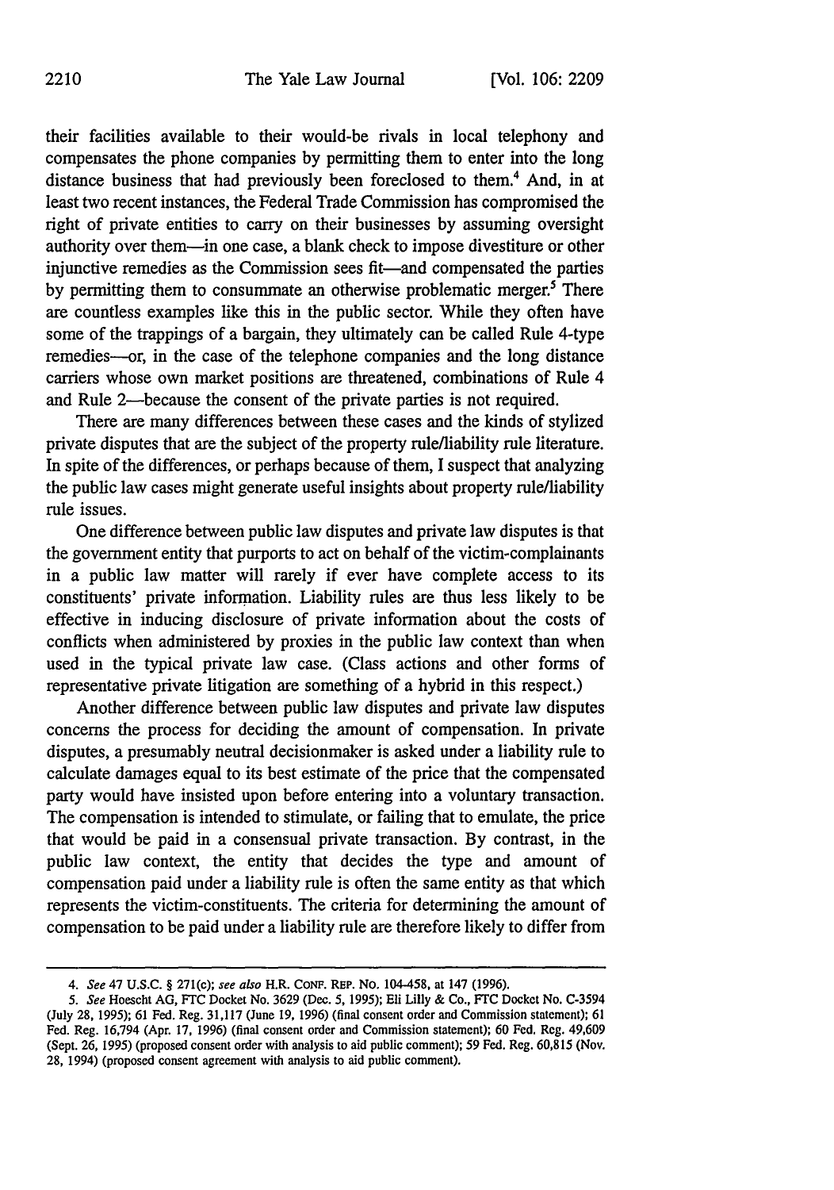their facilities available to their would-be rivals in local telephony and compensates the phone companies by permitting them to enter into the long distance business that had previously been foreclosed to them.[4] And, in at least two recent instances, the Federal Trade Commission has compromised the right of private entities to carry on their businesses by assuming oversight authority over them—in one case, a blank check to impose divestiture or other injunctive remedies as the Commission sees fit—and compensated the parties by permitting them to consummate an otherwise problematic merger.[5] There are countless examples like this in the public sector. While they often have some of the trappings of a bargain, they ultimately can be called Rule 4-type remedies—or, in the case of the telephone companies and the long distance carriers whose own market positions are threatened, combinations of Rule 4 and Rule 2—because the consent of the private parties is not required.

There are many differences between these cases and the kinds of stylized private disputes that are the subject of the property rule/liability rule literature. In spite of the differences, or perhaps because of them, I suspect that analyzing the public law cases might generate useful insights about property rule/liability rule issues.

One difference between public law disputes and private law disputes is that the government entity that purports to act on behalf of the victim-complainants in a public law matter will rarely if ever have complete access to its constituents' private information. Liability rules are thus less likely to be effective in inducing disclosure of private information about the costs of conflicts when administered by proxies in the public law context than when used in the typical private law case. (Class actions and other forms of representative private litigation are something of a hybrid in this respect.)

Another difference between public law disputes and private law disputes concerns the process for deciding the amount of compensation. In private disputes, a presumably neutral decisionmaker is asked under a liability rule to calculate damages equal to its best estimate of the price that the compensated party would have insisted upon before entering into a voluntary transaction. The compensation is intended to stimulate, or failing that to emulate, the price that would be paid in a consensual private transaction. By contrast, in the public law context, the entity that decides the type and amount of compensation paid under a liability rule is often the same entity as that which represents the victim-constituents. The criteria for determining the amount of compensation to be paid under a liability rule are therefore likely to differ from

---

4. *See* 47 U.S.C. § 271(c); *see also* H.R. CONF. REP. No. 104-458, at 147 (1996).

5. *See* Hoescht AG, FTC Docket No. 3629 (Dec. 5, 1995); Eli Lilly & Co., FTC Docket No. C-3594 (July 28, 1995); 61 Fed. Reg. 31,117 (June 19, 1996) (final consent order and Commission statement); 61 Fed. Reg. 16,794 (Apr. 17, 1996) (final consent order and Commission statement); 60 Fed. Reg. 49,609 (Sept. 26, 1995) (proposed consent order with analysis to aid public comment); 59 Fed. Reg. 60,815 (Nov. 28, 1994) (proposed consent agreement with analysis to aid public comment).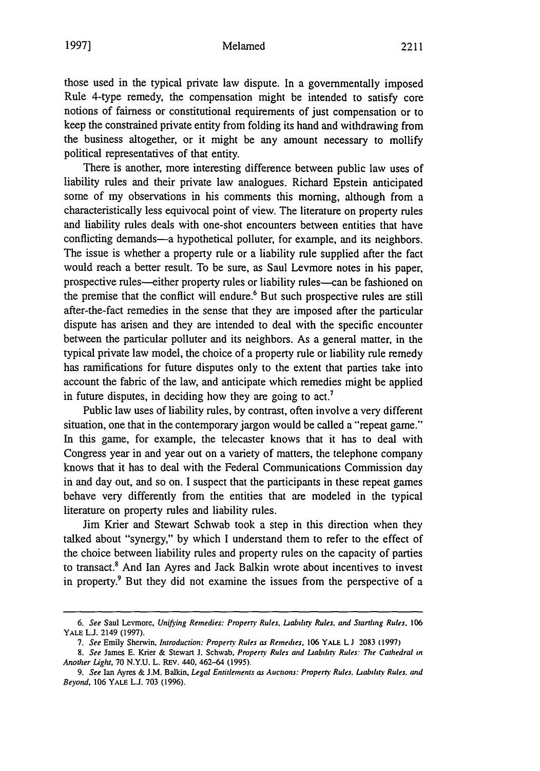those used in the typical private law dispute. In a governmentally imposed Rule 4-type remedy, the compensation might be intended to satisfy core notions of fairness or constitutional requirements of just compensation or to keep the constrained private entity from folding its hand and withdrawing from the business altogether, or it might be any amount necessary to mollify political representatives of that entity.

There is another, more interesting difference between public law uses of liability rules and their private law analogues. Richard Epstein anticipated some of my observations in his comments this morning, although from a characteristically less equivocal point of view. The literature on property rules and liability rules deals with one-shot encounters between entities that have conflicting demands—a hypothetical polluter, for example, and its neighbors. The issue is whether a property rule or a liability rule supplied after the fact would reach a better result. To be sure, as Saul Levmore notes in his paper, prospective rules—either property rules or liability rules—can be fashioned on the premise that the conflict will endure.[6] But such prospective rules are still after-the-fact remedies in the sense that they are imposed after the particular dispute has arisen and they are intended to deal with the specific encounter between the particular polluter and its neighbors. As a general matter, in the typical private law model, the choice of a property rule or liability rule remedy has ramifications for future disputes only to the extent that parties take into account the fabric of the law, and anticipate which remedies might be applied in future disputes, in deciding how they are going to act.[7]

Public law uses of liability rules, by contrast, often involve a very different situation, one that in the contemporary jargon would be called a "repeat game." In this game, for example, the telecaster knows that it has to deal with Congress year in and year out on a variety of matters, the telephone company knows that it has to deal with the Federal Communications Commission day in and day out, and so on. I suspect that the participants in these repeat games behave very differently from the entities that are modeled in the typical literature on property rules and liability rules.

Jim Krier and Stewart Schwab took a step in this direction when they talked about "synergy," by which I understand them to refer to the effect of the choice between liability rules and property rules on the capacity of parties to transact.[8] And Ian Ayres and Jack Balkin wrote about incentives to invest in property.[9] But they did not examine the issues from the perspective of a

---

6. *See* Saul Levmore, *Unifying Remedies: Property Rules, Liability Rules, and Startling Rules*, 106 YALE L.J. 2149 (1997).

7. *See* Emily Sherwin, *Introduction: Property Rules as Remedies*, 106 YALE L.J. 2083 (1997).

8. *See* James E. Krier & Stewart J. Schwab, *Property Rules and Liability Rules: The Cathedral in Another Light*, 70 N.Y.U. L. REV. 440, 462–64 (1995).

9. *See* Ian Ayres & J.M. Balkin, *Legal Entitlements as Auctions: Property Rules, Liability Rules, and Beyond*, 106 YALE L.J. 703 (1996).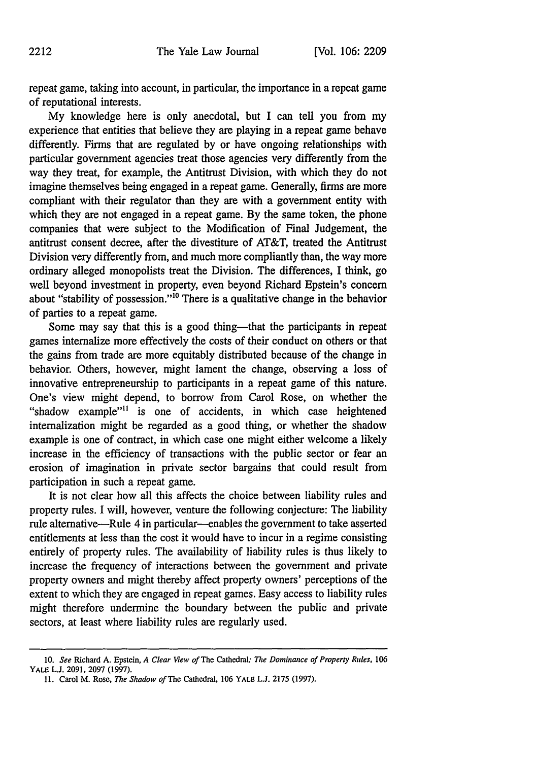repeat game, taking into account, in particular, the importance in a repeat game of reputational interests.

My knowledge here is only anecdotal, but I can tell you from my experience that entities that believe they are playing in a repeat game behave differently. Firms that are regulated by or have ongoing relationships with particular government agencies treat those agencies very differently from the way they treat, for example, the Antitrust Division, with which they do not imagine themselves being engaged in a repeat game. Generally, firms are more compliant with their regulator than they are with a government entity with which they are not engaged in a repeat game. By the same token, the phone companies that were subject to the Modification of Final Judgement, the antitrust consent decree, after the divestiture of AT&T, treated the Antitrust Division very differently from, and much more compliantly than, the way more ordinary alleged monopolists treat the Division. The differences, I think, go well beyond investment in property, even beyond Richard Epstein's concern about "stability of possession."[10] There is a qualitative change in the behavior of parties to a repeat game.

Some may say that this is a good thing—that the participants in repeat games internalize more effectively the costs of their conduct on others or that the gains from trade are more equitably distributed because of the change in behavior. Others, however, might lament the change, observing a loss of innovative entrepreneurship to participants in a repeat game of this nature. One's view might depend, to borrow from Carol Rose, on whether the "shadow example"[11] is one of accidents, in which case heightened internalization might be regarded as a good thing, or whether the shadow example is one of contract, in which case one might either welcome a likely increase in the efficiency of transactions with the public sector or fear an erosion of imagination in private sector bargains that could result from participation in such a repeat game.

It is not clear how all this affects the choice between liability rules and property rules. I will, however, venture the following conjecture: The liability rule alternative—Rule 4 in particular—enables the government to take asserted entitlements at less than the cost it would have to incur in a regime consisting entirely of property rules. The availability of liability rules is thus likely to increase the frequency of interactions between the government and private property owners and might thereby affect property owners' perceptions of the extent to which they are engaged in repeat games. Easy access to liability rules might therefore undermine the boundary between the public and private sectors, at least where liability rules are regularly used.

---

10. *See* Richard A. Epstein, *A Clear View of* The Cathedral*: The Dominance of Property Rules*, 106 YALE L.J. 2091, 2097 (1997).

11. Carol M. Rose, *The Shadow of* The Cathedral, 106 YALE L.J. 2175 (1997).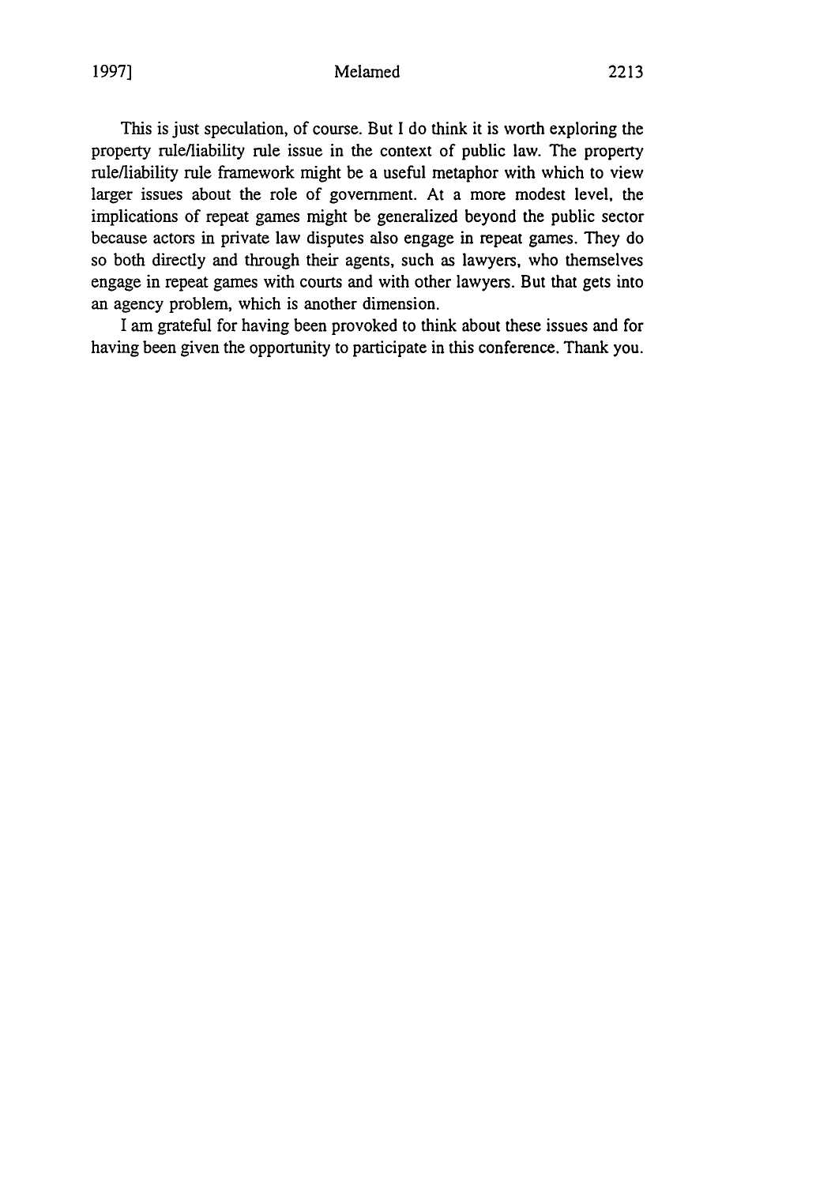This is just speculation, of course. But I do think it is worth exploring the property rule/liability rule issue in the context of public law. The property rule/liability rule framework might be a useful metaphor with which to view larger issues about the role of government. At a more modest level, the implications of repeat games might be generalized beyond the public sector because actors in private law disputes also engage in repeat games. They do so both directly and through their agents, such as lawyers, who themselves engage in repeat games with courts and with other lawyers. But that gets into an agency problem, which is another dimension.

I am grateful for having been provoked to think about these issues and for having been given the opportunity to participate in this conference. Thank you.